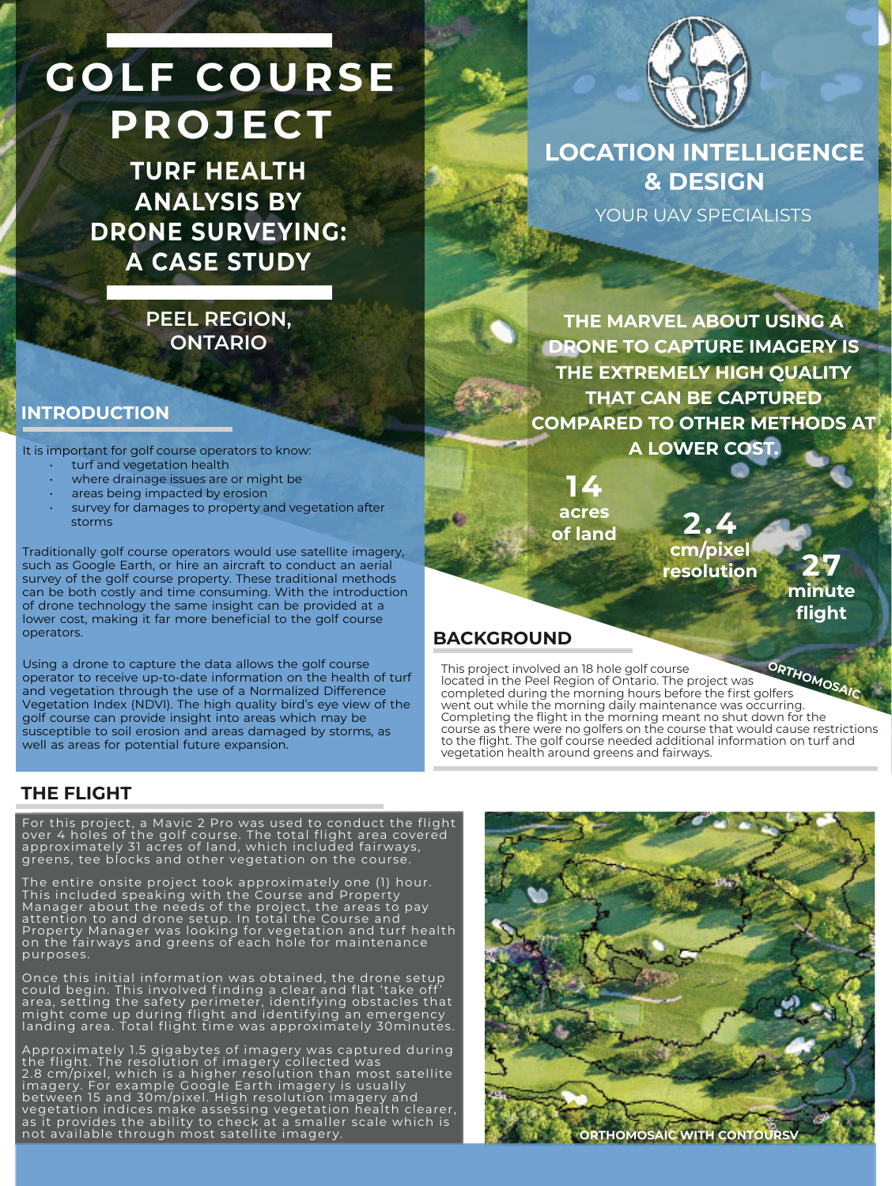# GOLF COURSE PROJECT

## TURF HEALTH ANALYSIS BY DRONE SURVEYING: A CASE STUDY

PEEL REGION, ONTARIO

LOCATION INTELLIGENCE & DESIGN

YOUR UAV SPECIALISTS

## INTRODUCTION

It is important for golf course operators to know:

- turf and vegetation health
- where drainage issues are or might be
- areas being impacted by erosion
- survey for damages to property and vegetation after storms

Traditionally golf course operators would use satellite imagery, such as Google Earth, or hire an aircraft to conduct an aerial survey of the golf course property. These traditional methods can be both costly and time consuming. With the introduction of drone technology the same insight can be provided at a lower cost, making it far more beneficial to the golf course operators.

Using a drone to capture the data allows the golf course operator to receive up-to-date information on the health of turf and vegetation through the use of a Normalized Difference Vegetation Index (NDVI). The high quality bird's eye view of the golf course can provide insight into areas which may be susceptible to soil erosion and areas damaged by storms, as well as areas for potential future expansion.

**THE MARVEL ABOUT USING A DRONE TO CAPTURE IMAGERY IS THE EXTREMELY HIGH QUALITY THAT CAN BE CAPTURED COMPARED TO OTHER METHODS AT A LOWER COST.**

**14** acres of land

**2.4** cm/pixel resolution

**27** minute flight

ORTHOMOSAIC

## BACKGROUND

This project involved an 18 hole golf course located in the Peel Region of Ontario. The project was completed during the morning hours before the first golfers went out while the morning daily maintenance was occurring. Completing the flight in the morning meant no shut down for the course as there were no golfers on the course that would cause restrictions to the flight. The golf course needed additional information on turf and vegetation health around greens and fairways.

## THE FLIGHT

For this project, a Mavic 2 Pro was used to conduct the flight over 4 holes of the golf course. The total flight area covered approximately 31 acres of land, which included fairways, greens, tee blocks and other vegetation on the course.

The entire onsite project took approximately one (1) hour. This included speaking with the Course and Property Manager about the needs of the project, the areas to pay attention to and drone setup. In total the Course and Property Manager was looking for vegetation and turf health on the fairways and greens of each hole for maintenance purposes.

Once this initial information was obtained, the drone setup could begin. This involved finding a clear and flat 'take off' area, setting the safety perimeter, identifying obstacles that might come up during flight and identifying an emergency landing area. Total flight time was approximately 30minutes.

Approximately 1.5 gigabytes of imagery was captured during the flight. The resolution of imagery collected was 2.8 cm/pixel, which is a higher resolution than most satellite imagery. For example Google Earth imagery is usually between 15 and 30m/pixel. High resolution imagery and vegetation indices make assessing vegetation health clearer, as it provides the ability to check at a smaller scale which is not available through most satellite imagery.

ORTHOMOSAIC WITH CONTOURSV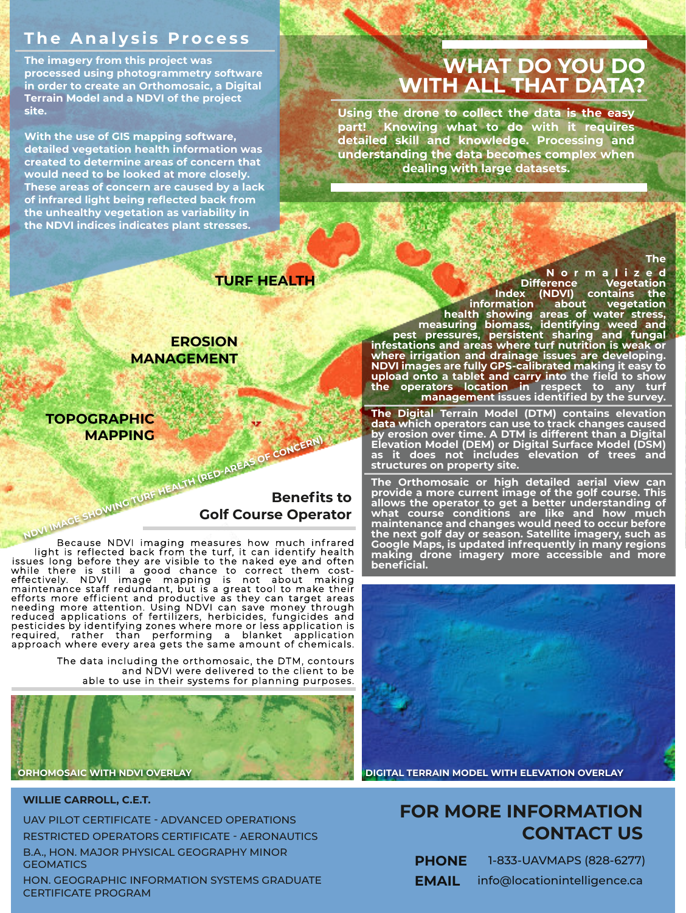## The Analysis Process

The imagery from this project was processed using photogrammetry software in order to create an Orthomosaic, a Digital Terrain Model and a NDVI of the project site.

With the use of GIS mapping software, detailed vegetation health information was created to determine areas of concern that would need to be looked at more closely. These areas of concern are caused by a lack of infrared light being reflected back from the unhealthy vegetation as variability in the NDVI indices indicates plant stresses.

## WHAT DO YOU DO WITH ALL THAT DATA?

Using the drone to collect the data is the easy part! Knowing what to do with it requires detailed skill and knowledge. Processing and understanding the data becomes complex when dealing with large datasets.

**TURF HEALTH**

**EROSION MANAGEMENT**

**TOPOGRAPHIC MAPPING**

NDVI IMAGE SHOWING TURF HEALTH (RED-AREAS OF CONCERN)

The Normalized Difference Vegetation Index (NDVI) contains the information about vegetation health showing areas of water stress, measuring biomass, identifying weed and pest pressures, persistent sharing and fungal infestations and areas where turf nutrition is weak or where irrigation and drainage issues are developing. NDVI images are fully GPS-calibrated making it easy to upload onto a tablet and carry into the field to show the operators location in respect to any turf management issues identified by the survey.

The Digital Terrain Model (DTM) contains elevation data which operators can use to track changes caused by erosion over time. A DTM is different than a Digital Elevation Model (DEM) or Digital Surface Model (DSM) as it does not includes elevation of trees and structures on property site.

The Orthomosaic or high detailed aerial view can provide a more current image of the golf course. This allows the operator to get a better understanding of what course conditions are like and how much maintenance and changes would need to occur before the next golf day or season. Satellite imagery, such as Google Maps, is updated infrequently in many regions making drone imagery more accessible and more beneficial.

### Benefits to Golf Course Operator

Because NDVI imaging measures how much infrared light is reflected back from the turf, it can identify health issues long before they are visible to the naked eye and often while there is still a good chance to correct them cost-effectively. NDVI image mapping is not about making maintenance staff redundant, but is a great tool to make their efforts more efficient and productive as they can target areas needing more attention. Using NDVI can save money through reduced applications of fertilizers, herbicides, fungicides and pesticides by identifying zones where more or less application is required, rather than performing a blanket application approach where every area gets the same amount of chemicals.

The data including the orthomosaic, the DTM, contours and NDVI were delivered to the client to be able to use in their systems for planning purposes.

ORHOMOSAIC WITH NDVI OVERLAY

DIGITAL TERRAIN MODEL WITH ELEVATION OVERLAY

**WILLIE CARROLL, C.E.T.**

UAV PILOT CERTIFICATE - ADVANCED OPERATIONS

RESTRICTED OPERATORS CERTIFICATE - AERONAUTICS

B.A., HON. MAJOR PHYSICAL GEOGRAPHY MINOR GEOMATICS

HON. GEOGRAPHIC INFORMATION SYSTEMS GRADUATE CERTIFICATE PROGRAM

## FOR MORE INFORMATION CONTACT US

**PHONE** 1-833-UAVMAPS (828-6277)

**EMAIL** info@locationintelligence.ca